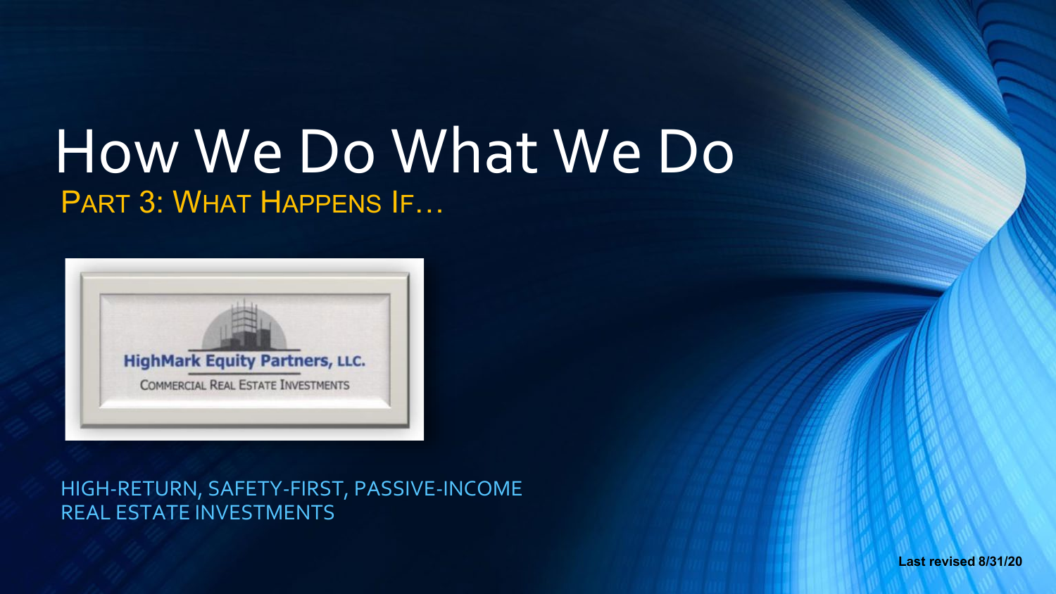# How We Do What We Do

## Part 3: What Happens If…

HighMark Equity Partners, LLC.

Commercial Real Estate Investments

HIGH-RETURN, SAFETY-FIRST, PASSIVE-INCOME REAL ESTATE INVESTMENTS

**Last revised 8/31/20**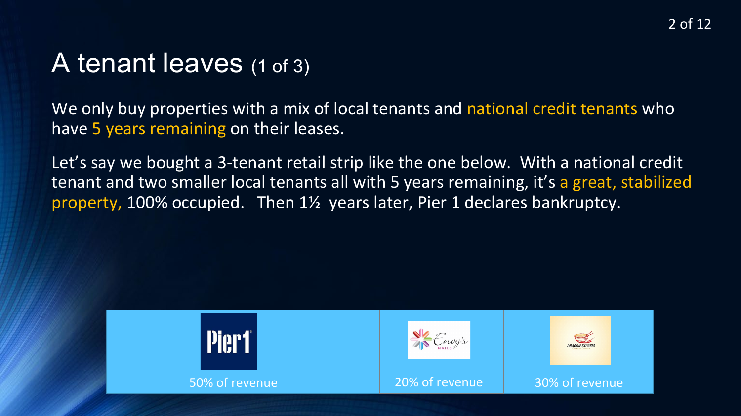# A tenant leaves (1 of 3)

We only buy properties with a mix of local tenants and national credit tenants who have 5 years remaining on their leases.

Let's say we bought a 3-tenant retail strip like the one below. With a national credit tenant and two smaller local tenants all with 5 years remaining, it's a great, stabilized property, 100% occupied. Then 1½ years later, Pier 1 declares bankruptcy.

| Pier 1 | Envy's Nails | Dragon Express |
| --- | --- | --- |
| 50% of revenue | 20% of revenue | 30% of revenue |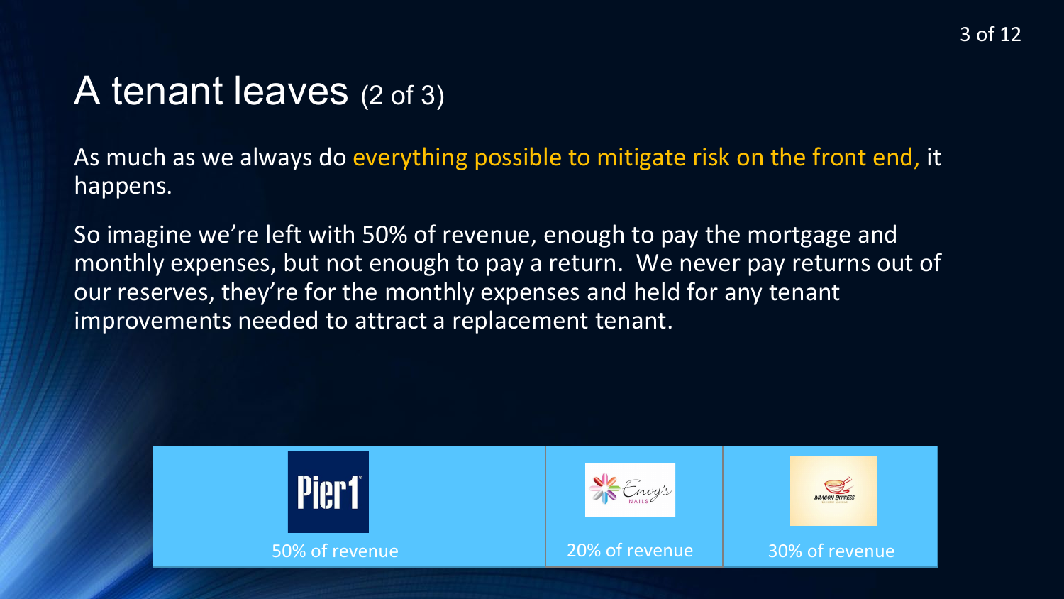# A tenant leaves (2 of 3)

As much as we always do everything possible to mitigate risk on the front end, it happens.

So imagine we're left with 50% of revenue, enough to pay the mortgage and monthly expenses, but not enough to pay a return. We never pay returns out of our reserves, they're for the monthly expenses and held for any tenant improvements needed to attract a replacement tenant.

| Pier1 | Envy's Nails | Dragon Express |
| --- | --- | --- |
| 50% of revenue | 20% of revenue | 30% of revenue |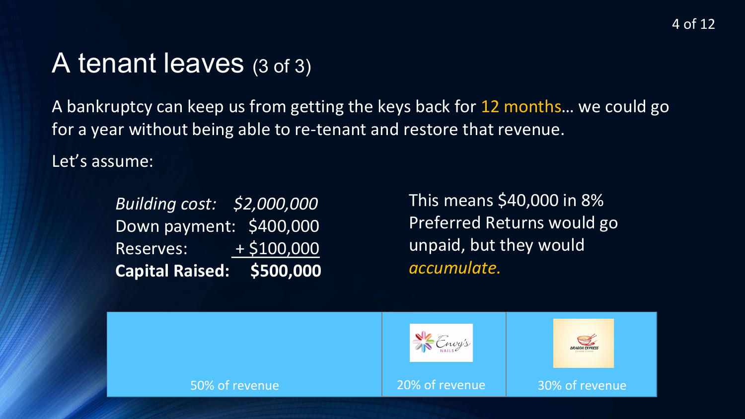# A tenant leaves (3 of 3)

A bankruptcy can keep us from getting the keys back for 12 months… we could go for a year without being able to re-tenant and restore that revenue.

Let's assume:

| | |
|---|---|
| *Building cost:* | *$2,000,000* |
| Down payment: | $400,000 |
| Reserves: | + $100,000 |
| **Capital Raised:** | **$500,000** |

This means $40,000 in 8% Preferred Returns would go unpaid, but they would *accumulate.*

| | Envy's Nails | Dragon Express |
|---|---|---|
| 50% of revenue | 20% of revenue | 30% of revenue |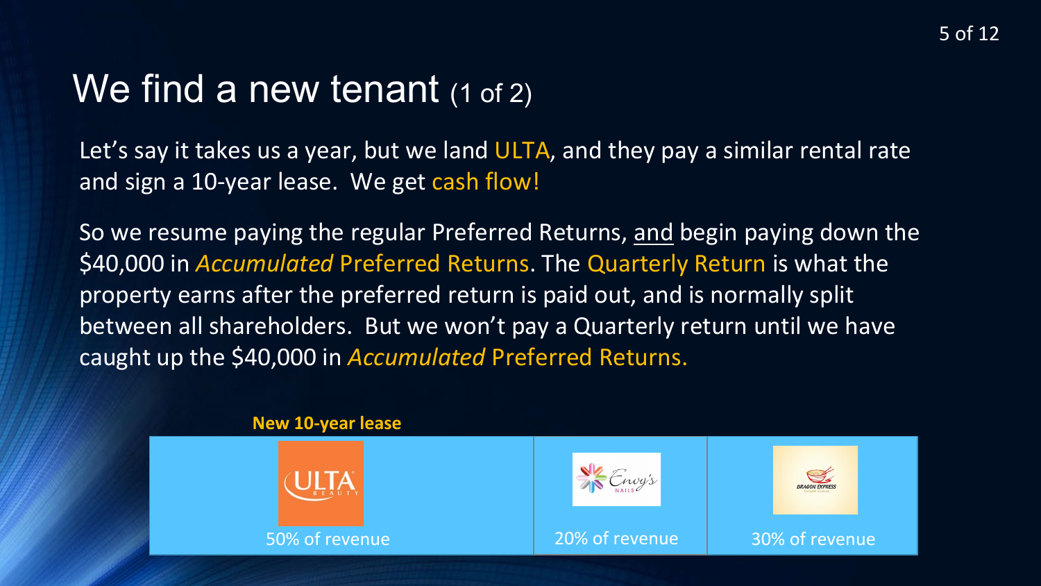# We find a new tenant (1 of 2)

Let's say it takes us a year, but we land ULTA, and they pay a similar rental rate and sign a 10-year lease. We get cash flow!

So we resume paying the regular Preferred Returns, and begin paying down the $40,000 in *Accumulated* Preferred Returns. The Quarterly Return is what the property earns after the preferred return is paid out, and is normally split between all shareholders. But we won't pay a Quarterly return until we have caught up the $40,000 in *Accumulated* Preferred Returns.

**New 10-year lease**

| ULTA | Envy's Nails | Dragon Express |
|---|---|---|
| 50% of revenue | 20% of revenue | 30% of revenue |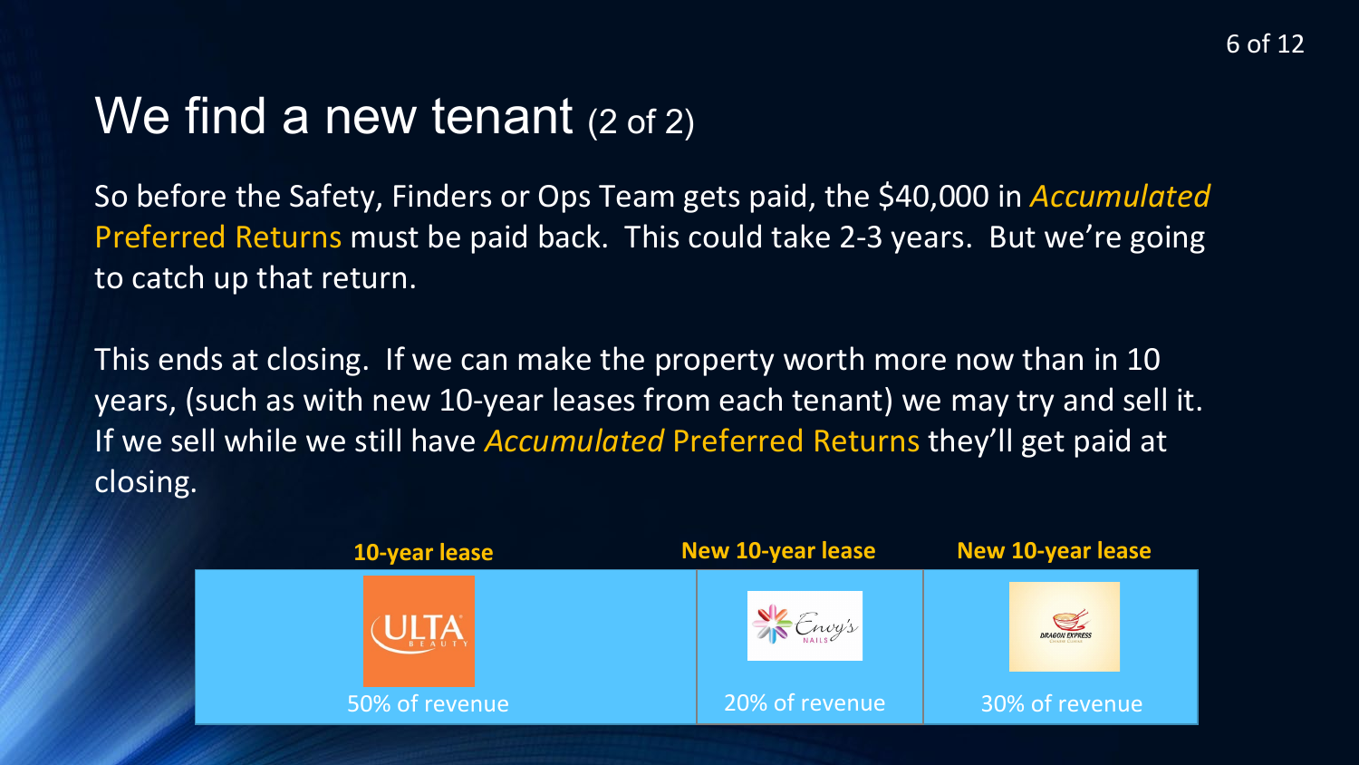# We find a new tenant (2 of 2)

So before the Safety, Finders or Ops Team gets paid, the $40,000 in *Accumulated* Preferred Returns must be paid back. This could take 2-3 years. But we're going to catch up that return.

This ends at closing. If we can make the property worth more now than in 10 years, (such as with new 10-year leases from each tenant) we may try and sell it. If we sell while we still have *Accumulated* Preferred Returns they'll get paid at closing.

| **10-year lease** | **New 10-year lease** | **New 10-year lease** |
| --- | --- | --- |
| ULTA BEAUTY | Envy's NAILS | DRAGON EXPRESS |
| 50% of revenue | 20% of revenue | 30% of revenue |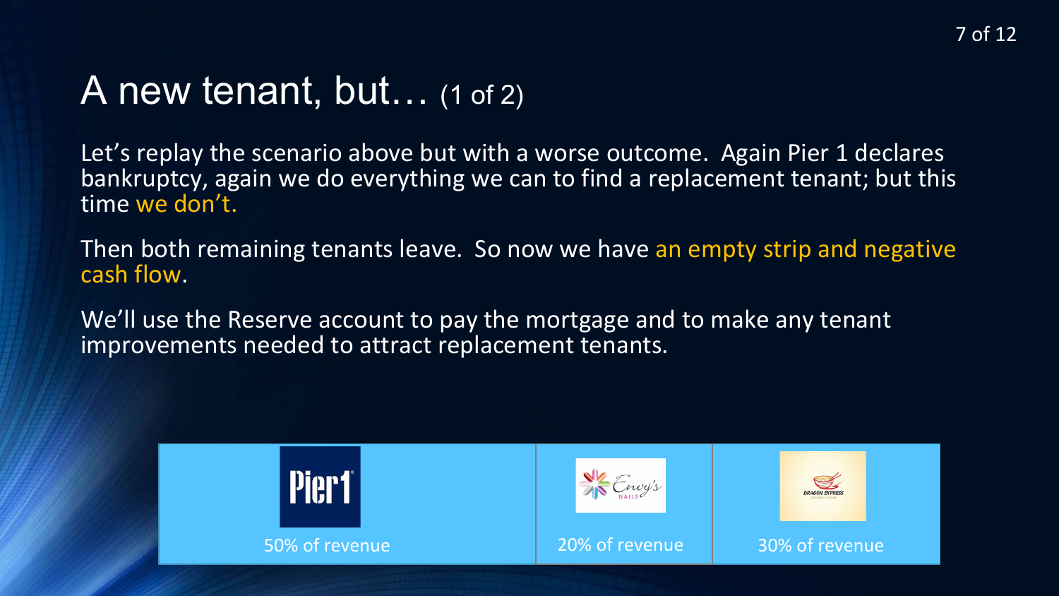# A new tenant, but… (1 of 2)

Let's replay the scenario above but with a worse outcome. Again Pier 1 declares bankruptcy, again we do everything we can to find a replacement tenant; but this time we don't.

Then both remaining tenants leave. So now we have an empty strip and negative cash flow.

We'll use the Reserve account to pay the mortgage and to make any tenant improvements needed to attract replacement tenants.

| Pier1 | Envy's Nails | Dragon Express |
| --- | --- | --- |
| 50% of revenue | 20% of revenue | 30% of revenue |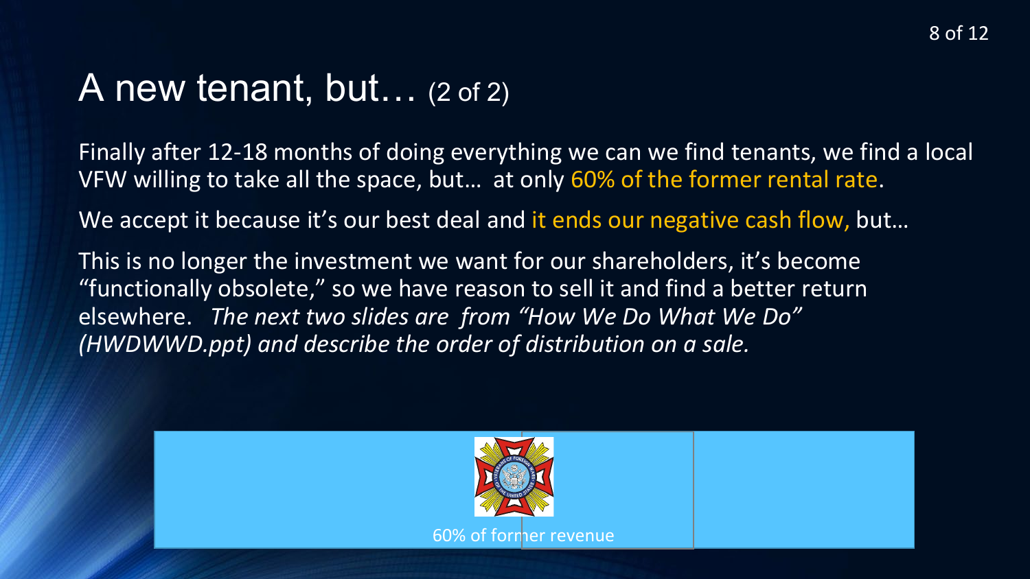# A new tenant, but… (2 of 2)

Finally after 12-18 months of doing everything we can we find tenants, we find a local VFW willing to take all the space, but… at only 60% of the former rental rate.

We accept it because it's our best deal and it ends our negative cash flow, but…

This is no longer the investment we want for our shareholders, it's become "functionally obsolete," so we have reason to sell it and find a better return elsewhere. *The next two slides are from "How We Do What We Do" (HWDWWD.ppt) and describe the order of distribution on a sale.*

60% of former revenue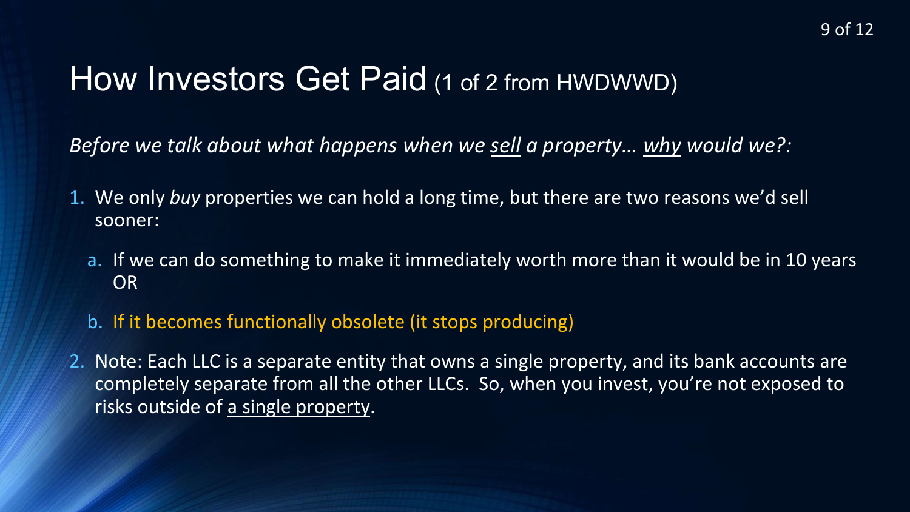# How Investors Get Paid (1 of 2 from HWDWWD)

*Before we talk about what happens when we sell a property… why would we?:*

1. We only *buy* properties we can hold a long time, but there are two reasons we'd sell sooner:
   a. If we can do something to make it immediately worth more than it would be in 10 years OR
   b. If it becomes functionally obsolete (it stops producing)
2. Note: Each LLC is a separate entity that owns a single property, and its bank accounts are completely separate from all the other LLCs. So, when you invest, you're not exposed to risks outside of a single property.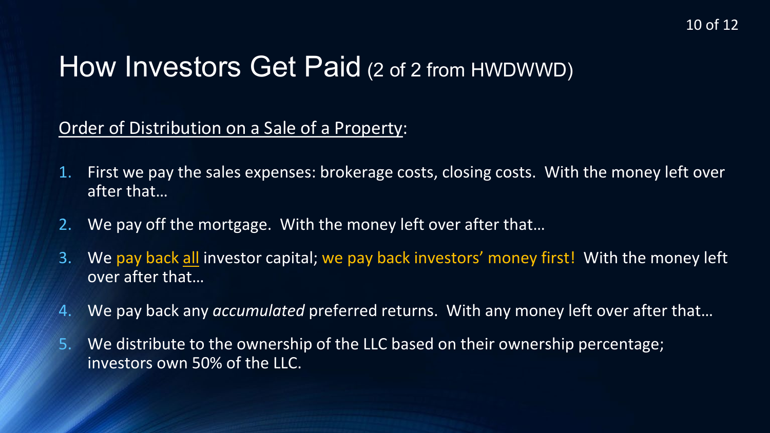# How Investors Get Paid (2 of 2 from HWDWWD)

<u>Order of Distribution on a Sale of a Property</u>:

1. First we pay the sales expenses: brokerage costs, closing costs. With the money left over after that…
2. We pay off the mortgage. With the money left over after that…
3. We pay back <u>all</u> investor capital; we pay back investors' money first! With the money left over after that…
4. We pay back any *accumulated* preferred returns. With any money left over after that…
5. We distribute to the ownership of the LLC based on their ownership percentage; investors own 50% of the LLC.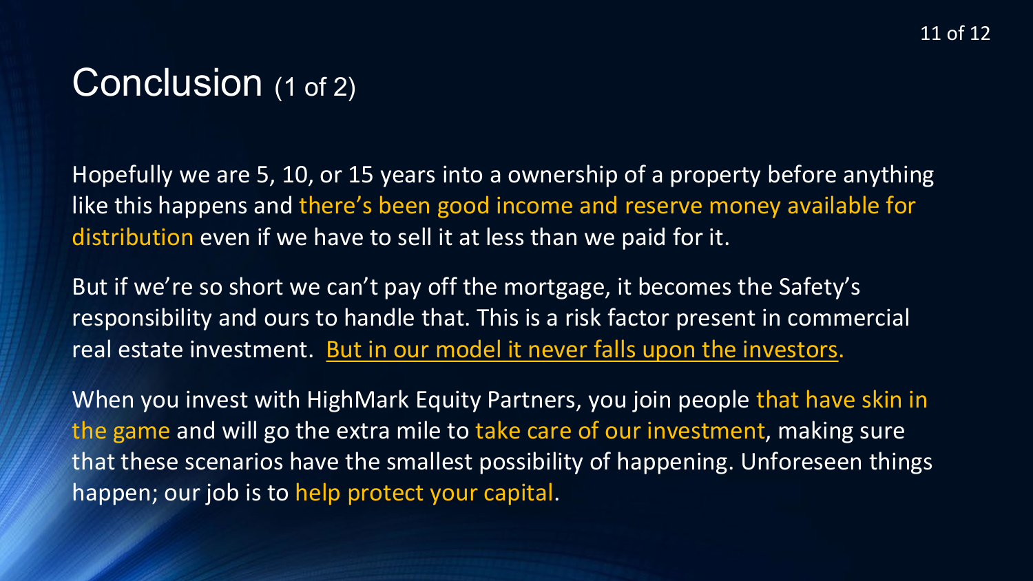# Conclusion (1 of 2)

Hopefully we are 5, 10, or 15 years into a ownership of a property before anything like this happens and there's been good income and reserve money available for distribution even if we have to sell it at less than we paid for it.

But if we're so short we can't pay off the mortgage, it becomes the Safety's responsibility and ours to handle that. This is a risk factor present in commercial real estate investment. <u>But in our model it never falls upon the investors</u>.

When you invest with HighMark Equity Partners, you join people that have skin in the game and will go the extra mile to take care of our investment, making sure that these scenarios have the smallest possibility of happening. Unforeseen things happen; our job is to help protect your capital.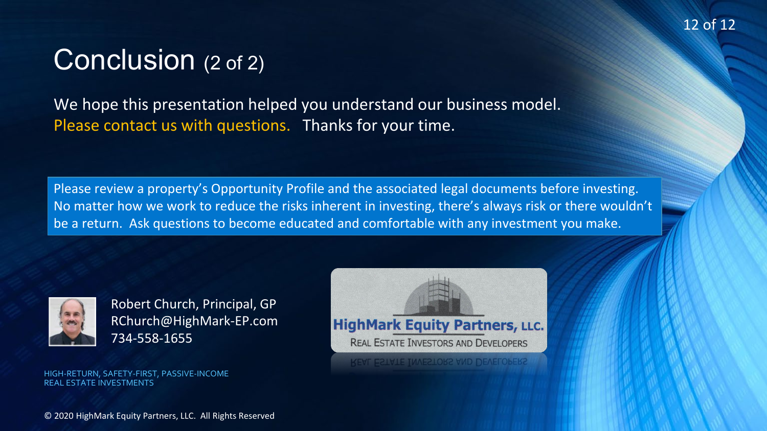# Conclusion (2 of 2)

We hope this presentation helped you understand our business model.
Please contact us with questions. Thanks for your time.

Please review a property's Opportunity Profile and the associated legal documents before investing. No matter how we work to reduce the risks inherent in investing, there's always risk or there wouldn't be a return. Ask questions to become educated and comfortable with any investment you make.

Robert Church, Principal, GP
RChurch@HighMark-EP.com
734-558-1655

**HighMark Equity Partners, LLC.**
REAL ESTATE INVESTORS AND DEVELOPERS

HIGH-RETURN, SAFETY-FIRST, PASSIVE-INCOME
REAL ESTATE INVESTMENTS

© 2020 HighMark Equity Partners, LLC. All Rights Reserved